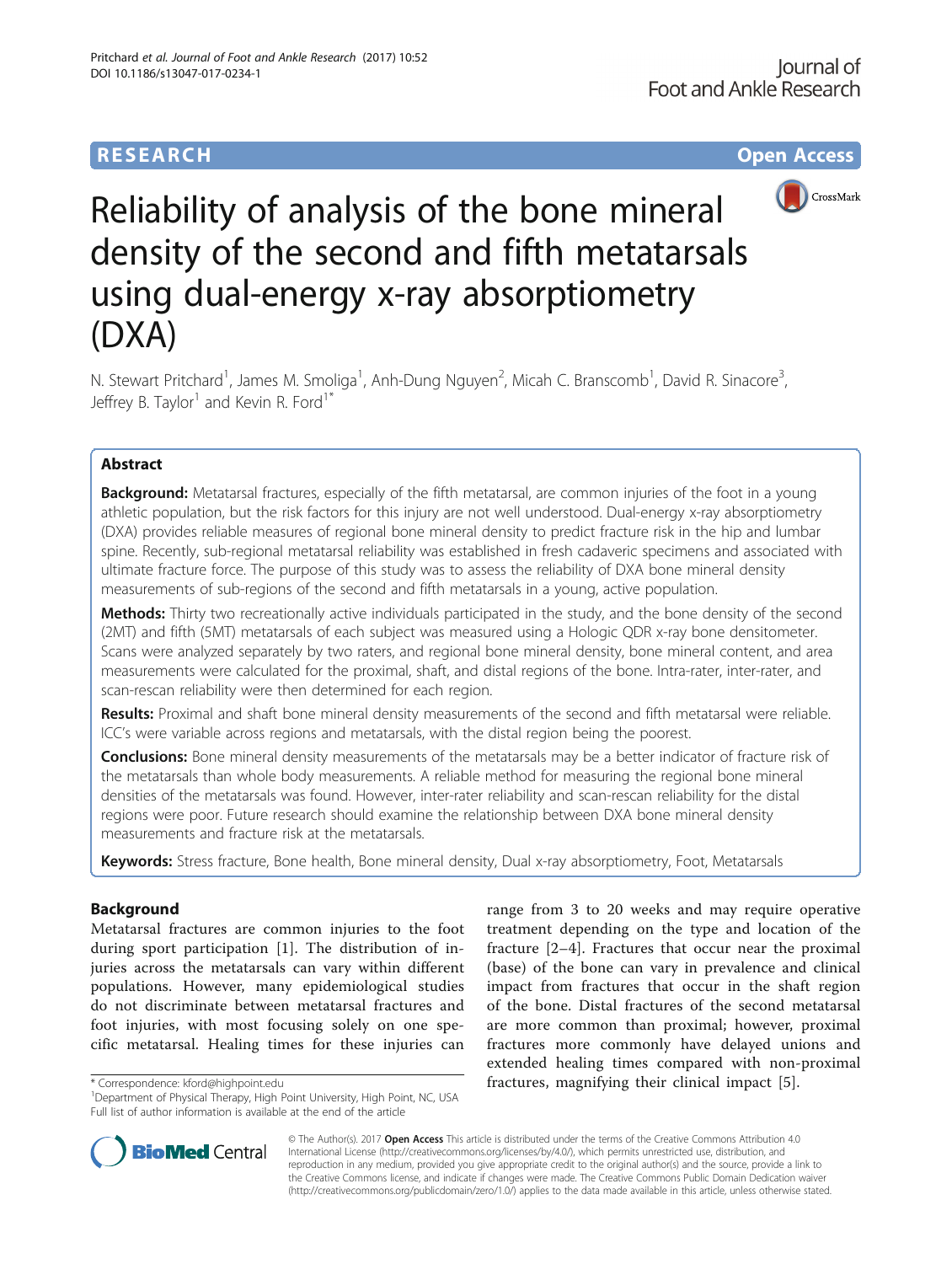RESEARCH Open Access

# Reliability of analysis of the bone mineral density of the second and fifth metatarsals using dual-energy x-ray absorptiometry (DXA)

N. Stewart Pritchard[1], James M. Smoliga[1], Anh-Dung Nguyen[2], Micah C. Branscomb[1], David R. Sinacore[3], Jeffrey B. Taylor[1] and Kevin R. Ford[1*]

## Abstract

**Background:** Metatarsal fractures, especially of the fifth metatarsal, are common injuries of the foot in a young athletic population, but the risk factors for this injury are not well understood. Dual-energy x-ray absorptiometry (DXA) provides reliable measures of regional bone mineral density to predict fracture risk in the hip and lumbar spine. Recently, sub-regional metatarsal reliability was established in fresh cadaveric specimens and associated with ultimate fracture force. The purpose of this study was to assess the reliability of DXA bone mineral density measurements of sub-regions of the second and fifth metatarsals in a young, active population.

**Methods:** Thirty two recreationally active individuals participated in the study, and the bone density of the second (2MT) and fifth (5MT) metatarsals of each subject was measured using a Hologic QDR x-ray bone densitometer. Scans were analyzed separately by two raters, and regional bone mineral density, bone mineral content, and area measurements were calculated for the proximal, shaft, and distal regions of the bone. Intra-rater, inter-rater, and scan-rescan reliability were then determined for each region.

**Results:** Proximal and shaft bone mineral density measurements of the second and fifth metatarsal were reliable. ICC's were variable across regions and metatarsals, with the distal region being the poorest.

**Conclusions:** Bone mineral density measurements of the metatarsals may be a better indicator of fracture risk of the metatarsals than whole body measurements. A reliable method for measuring the regional bone mineral densities of the metatarsals was found. However, inter-rater reliability and scan-rescan reliability for the distal regions were poor. Future research should examine the relationship between DXA bone mineral density measurements and fracture risk at the metatarsals.

**Keywords:** Stress fracture, Bone health, Bone mineral density, Dual x-ray absorptiometry, Foot, Metatarsals

## Background

Metatarsal fractures are common injuries to the foot during sport participation [1]. The distribution of injuries across the metatarsals can vary within different populations. However, many epidemiological studies do not discriminate between metatarsal fractures and foot injuries, with most focusing solely on one specific metatarsal. Healing times for these injuries can range from 3 to 20 weeks and may require operative treatment depending on the type and location of the fracture [2–4]. Fractures that occur near the proximal (base) of the bone can vary in prevalence and clinical impact from fractures that occur in the shaft region of the bone. Distal fractures of the second metatarsal are more common than proximal; however, proximal fractures more commonly have delayed unions and extended healing times compared with non-proximal fractures, magnifying their clinical impact [5].

\* Correspondence: kford@highpoint.edu
[1]Department of Physical Therapy, High Point University, High Point, NC, USA
Full list of author information is available at the end of the article

© The Author(s). 2017 **Open Access** This article is distributed under the terms of the Creative Commons Attribution 4.0 International License (http://creativecommons.org/licenses/by/4.0/), which permits unrestricted use, distribution, and reproduction in any medium, provided you give appropriate credit to the original author(s) and the source, provide a link to the Creative Commons license, and indicate if changes were made. The Creative Commons Public Domain Dedication waiver (http://creativecommons.org/publicdomain/zero/1.0/) applies to the data made available in this article, unless otherwise stated.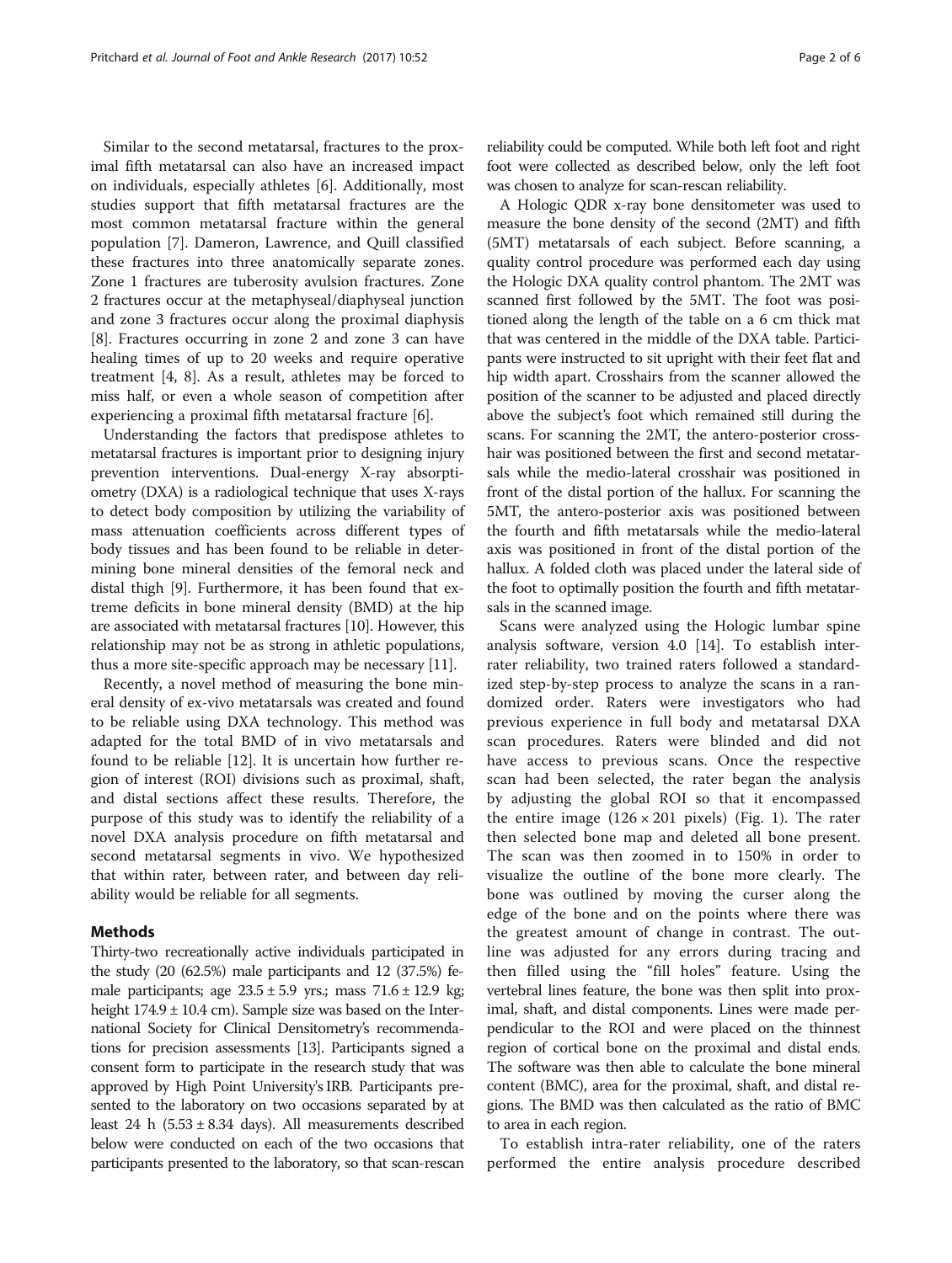Similar to the second metatarsal, fractures to the proximal fifth metatarsal can also have an increased impact on individuals, especially athletes [6]. Additionally, most studies support that fifth metatarsal fractures are the most common metatarsal fracture within the general population [7]. Dameron, Lawrence, and Quill classified these fractures into three anatomically separate zones. Zone 1 fractures are tuberosity avulsion fractures. Zone 2 fractures occur at the metaphyseal/diaphyseal junction and zone 3 fractures occur along the proximal diaphysis [8]. Fractures occurring in zone 2 and zone 3 can have healing times of up to 20 weeks and require operative treatment [4, 8]. As a result, athletes may be forced to miss half, or even a whole season of competition after experiencing a proximal fifth metatarsal fracture [6].

Understanding the factors that predispose athletes to metatarsal fractures is important prior to designing injury prevention interventions. Dual-energy X-ray absorptiometry (DXA) is a radiological technique that uses X-rays to detect body composition by utilizing the variability of mass attenuation coefficients across different types of body tissues and has been found to be reliable in determining bone mineral densities of the femoral neck and distal thigh [9]. Furthermore, it has been found that extreme deficits in bone mineral density (BMD) at the hip are associated with metatarsal fractures [10]. However, this relationship may not be as strong in athletic populations, thus a more site-specific approach may be necessary [11].

Recently, a novel method of measuring the bone mineral density of ex-vivo metatarsals was created and found to be reliable using DXA technology. This method was adapted for the total BMD of in vivo metatarsals and found to be reliable [12]. It is uncertain how further region of interest (ROI) divisions such as proximal, shaft, and distal sections affect these results. Therefore, the purpose of this study was to identify the reliability of a novel DXA analysis procedure on fifth metatarsal and second metatarsal segments in vivo. We hypothesized that within rater, between rater, and between day reliability would be reliable for all segments.

## Methods

Thirty-two recreationally active individuals participated in the study (20 (62.5%) male participants and 12 (37.5%) female participants; age $23.5 \pm 5.9$ yrs.; mass $71.6 \pm 12.9$ kg; height $174.9 \pm 10.4$ cm). Sample size was based on the International Society for Clinical Densitometry's recommendations for precision assessments [13]. Participants signed a consent form to participate in the research study that was approved by High Point University's IRB. Participants presented to the laboratory on two occasions separated by at least 24 h ($5.53 \pm 8.34$ days). All measurements described below were conducted on each of the two occasions that participants presented to the laboratory, so that scan-rescan reliability could be computed. While both left foot and right foot were collected as described below, only the left foot was chosen to analyze for scan-rescan reliability.

A Hologic QDR x-ray bone densitometer was used to measure the bone density of the second (2MT) and fifth (5MT) metatarsals of each subject. Before scanning, a quality control procedure was performed each day using the Hologic DXA quality control phantom. The 2MT was scanned first followed by the 5MT. The foot was positioned along the length of the table on a 6 cm thick mat that was centered in the middle of the DXA table. Participants were instructed to sit upright with their feet flat and hip width apart. Crosshairs from the scanner allowed the position of the scanner to be adjusted and placed directly above the subject's foot which remained still during the scans. For scanning the 2MT, the antero-posterior crosshair was positioned between the first and second metatarsals while the medio-lateral crosshair was positioned in front of the distal portion of the hallux. For scanning the 5MT, the antero-posterior axis was positioned between the fourth and fifth metatarsals while the medio-lateral axis was positioned in front of the distal portion of the hallux. A folded cloth was placed under the lateral side of the foot to optimally position the fourth and fifth metatarsals in the scanned image.

Scans were analyzed using the Hologic lumbar spine analysis software, version 4.0 [14]. To establish inter-rater reliability, two trained raters followed a standardized step-by-step process to analyze the scans in a randomized order. Raters were investigators who had previous experience in full body and metatarsal DXA scan procedures. Raters were blinded and did not have access to previous scans. Once the respective scan had been selected, the rater began the analysis by adjusting the global ROI so that it encompassed the entire image ($126 \times 201$ pixels) (Fig. 1). The rater then selected bone map and deleted all bone present. The scan was then zoomed in to 150% in order to visualize the outline of the bone more clearly. The bone was outlined by moving the curser along the edge of the bone and on the points where there was the greatest amount of change in contrast. The outline was adjusted for any errors during tracing and then filled using the "fill holes" feature. Using the vertebral lines feature, the bone was then split into proximal, shaft, and distal components. Lines were made perpendicular to the ROI and were placed on the thinnest region of cortical bone on the proximal and distal ends. The software was then able to calculate the bone mineral content (BMC), area for the proximal, shaft, and distal regions. The BMD was then calculated as the ratio of BMC to area in each region.

To establish intra-rater reliability, one of the raters performed the entire analysis procedure described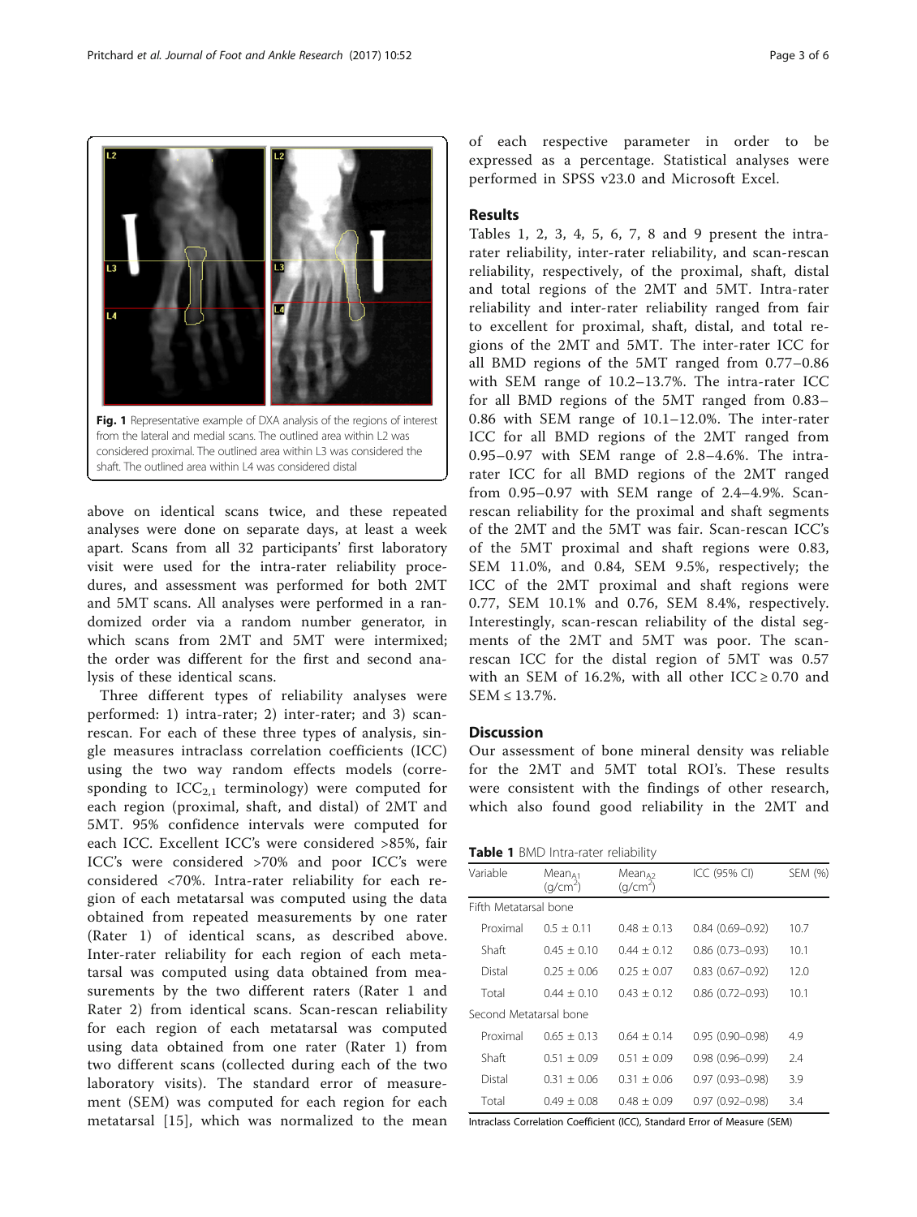Fig. 1 Representative example of DXA analysis of the regions of interest from the lateral and medial scans. The outlined area within L2 was considered proximal. The outlined area within L3 was considered the shaft. The outlined area within L4 was considered distal

above on identical scans twice, and these repeated analyses were done on separate days, at least a week apart. Scans from all 32 participants' first laboratory visit were used for the intra-rater reliability procedures, and assessment was performed for both 2MT and 5MT scans. All analyses were performed in a randomized order via a random number generator, in which scans from 2MT and 5MT were intermixed; the order was different for the first and second analysis of these identical scans.

Three different types of reliability analyses were performed: 1) intra-rater; 2) inter-rater; and 3) scan-rescan. For each of these three types of analysis, single measures intraclass correlation coefficients (ICC) using the two way random effects models (corresponding to $ICC_{2,1}$ terminology) were computed for each region (proximal, shaft, and distal) of 2MT and 5MT. 95% confidence intervals were computed for each ICC. Excellent ICC's were considered >85%, fair ICC's were considered >70% and poor ICC's were considered <70%. Intra-rater reliability for each region of each metatarsal was computed using the data obtained from repeated measurements by one rater (Rater 1) of identical scans, as described above. Inter-rater reliability for each region of each metatarsal was computed using data obtained from measurements by the two different raters (Rater 1 and Rater 2) from identical scans. Scan-rescan reliability for each region of each metatarsal was computed using data obtained from one rater (Rater 1) from two different scans (collected during each of the two laboratory visits). The standard error of measurement (SEM) was computed for each region for each metatarsal [15], which was normalized to the mean of each respective parameter in order to be expressed as a percentage. Statistical analyses were performed in SPSS v23.0 and Microsoft Excel.

## Results

Tables 1, 2, 3, 4, 5, 6, 7, 8 and 9 present the intra-rater reliability, inter-rater reliability, and scan-rescan reliability, respectively, of the proximal, shaft, distal and total regions of the 2MT and 5MT. Intra-rater reliability and inter-rater reliability ranged from fair to excellent for proximal, shaft, distal, and total regions of the 2MT and 5MT. The inter-rater ICC for all BMD regions of the 5MT ranged from 0.77–0.86 with SEM range of 10.2–13.7%. The intra-rater ICC for all BMD regions of the 5MT ranged from 0.83–0.86 with SEM range of 10.1–12.0%. The inter-rater ICC for all BMD regions of the 2MT ranged from 0.95–0.97 with SEM range of 2.8–4.6%. The intra-rater ICC for all BMD regions of the 2MT ranged from 0.95–0.97 with SEM range of 2.4–4.9%. Scan-rescan reliability for the proximal and shaft segments of the 2MT and the 5MT was fair. Scan-rescan ICC's of the 5MT proximal and shaft regions were 0.83, SEM 11.0%, and 0.84, SEM 9.5%, respectively; the ICC of the 2MT proximal and shaft regions were 0.77, SEM 10.1% and 0.76, SEM 8.4%, respectively. Interestingly, scan-rescan reliability of the distal segments of the 2MT and 5MT was poor. The scan-rescan ICC for the distal region of 5MT was 0.57 with an SEM of 16.2%, with all other ICC ≥ 0.70 and SEM ≤ 13.7%.

## Discussion

Our assessment of bone mineral density was reliable for the 2MT and 5MT total ROI's. These results were consistent with the findings of other research, which also found good reliability in the 2MT and

**Table 1** BMD Intra-rater reliability

| Variable | $Mean_{A1}$ ($g/cm^2$) | $Mean_{A2}$ ($g/cm^2$) | ICC (95% CI) | SEM (%) |
|---|---|---|---|---|
| Fifth Metatarsal bone | | | | |
| Proximal | 0.5 ± 0.11 | 0.48 ± 0.13 | 0.84 (0.69–0.92) | 10.7 |
| Shaft | 0.45 ± 0.10 | 0.44 ± 0.12 | 0.86 (0.73–0.93) | 10.1 |
| Distal | 0.25 ± 0.06 | 0.25 ± 0.07 | 0.83 (0.67–0.92) | 12.0 |
| Total | 0.44 ± 0.10 | 0.43 ± 0.12 | 0.86 (0.72–0.93) | 10.1 |
| Second Metatarsal bone | | | | |
| Proximal | 0.65 ± 0.13 | 0.64 ± 0.14 | 0.95 (0.90–0.98) | 4.9 |
| Shaft | 0.51 ± 0.09 | 0.51 ± 0.09 | 0.98 (0.96–0.99) | 2.4 |
| Distal | 0.31 ± 0.06 | 0.31 ± 0.06 | 0.97 (0.93–0.98) | 3.9 |
| Total | 0.49 ± 0.08 | 0.48 ± 0.09 | 0.97 (0.92–0.98) | 3.4 |

Intraclass Correlation Coefficient (ICC), Standard Error of Measure (SEM)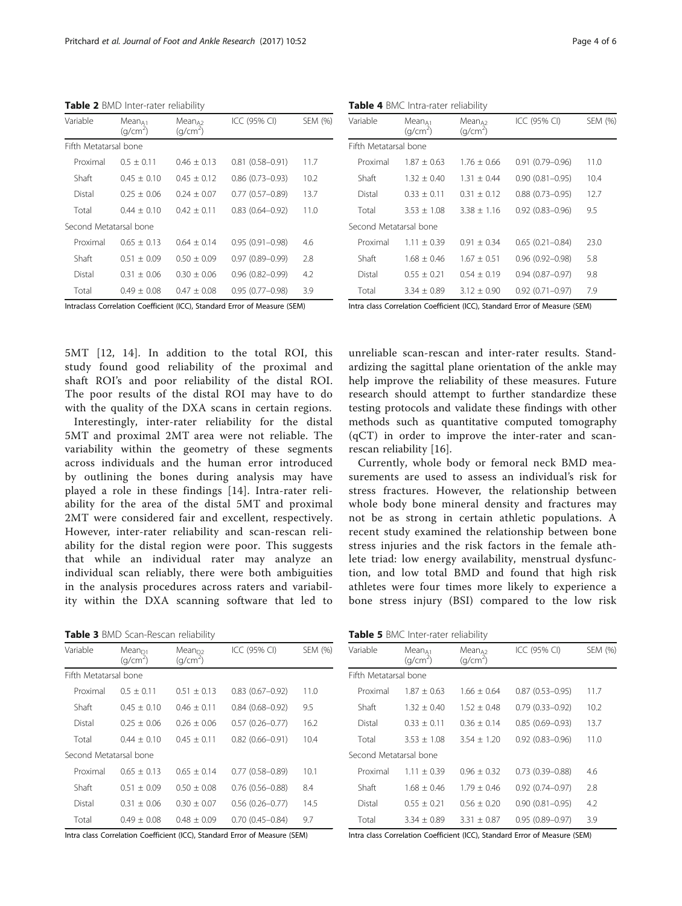**Table 2** BMD Inter-rater reliability

| Variable | $Mean_{A1}$ (g/cm$^2$) | $Mean_{A2}$ (g/cm$^2$) | ICC (95% CI) | SEM (%) |
|---|---|---|---|---|
| Fifth Metatarsal bone | | | | |
| Proximal | 0.5 ± 0.11 | 0.46 ± 0.13 | 0.81 (0.58–0.91) | 11.7 |
| Shaft | 0.45 ± 0.10 | 0.45 ± 0.12 | 0.86 (0.73–0.93) | 10.2 |
| Distal | 0.25 ± 0.06 | 0.24 ± 0.07 | 0.77 (0.57–0.89) | 13.7 |
| Total | 0.44 ± 0.10 | 0.42 ± 0.11 | 0.83 (0.64–0.92) | 11.0 |
| Second Metatarsal bone | | | | |
| Proximal | 0.65 ± 0.13 | 0.64 ± 0.14 | 0.95 (0.91–0.98) | 4.6 |
| Shaft | 0.51 ± 0.09 | 0.50 ± 0.09 | 0.97 (0.89–0.99) | 2.8 |
| Distal | 0.31 ± 0.06 | 0.30 ± 0.06 | 0.96 (0.82–0.99) | 4.2 |
| Total | 0.49 ± 0.08 | 0.47 ± 0.08 | 0.95 (0.77–0.98) | 3.9 |

Intraclass Correlation Coefficient (ICC), Standard Error of Measure (SEM)

5MT [12, 14]. In addition to the total ROI, this study found good reliability of the proximal and shaft ROI's and poor reliability of the distal ROI. The poor results of the distal ROI may have to do with the quality of the DXA scans in certain regions.

Interestingly, inter-rater reliability for the distal 5MT and proximal 2MT area were not reliable. The variability within the geometry of these segments across individuals and the human error introduced by outlining the bones during analysis may have played a role in these findings [14]. Intra-rater reliability for the area of the distal 5MT and proximal 2MT were considered fair and excellent, respectively. However, inter-rater reliability and scan-rescan reliability for the distal region were poor. This suggests that while an individual rater may analyze an individual scan reliably, there were both ambiguities in the analysis procedures across raters and variability within the DXA scanning software that led to unreliable scan-rescan and inter-rater results. Standardizing the sagittal plane orientation of the ankle may help improve the reliability of these measures. Future research should attempt to further standardize these testing protocols and validate these findings with other methods such as quantitative computed tomography (qCT) in order to improve the inter-rater and scan-rescan reliability [16].

Currently, whole body or femoral neck BMD measurements are used to assess an individual's risk for stress fractures. However, the relationship between whole body bone mineral density and fractures may not be as strong in certain athletic populations. A recent study examined the relationship between bone stress injuries and the risk factors in the female athlete triad: low energy availability, menstrual dysfunction, and low total BMD and found that high risk athletes were four times more likely to experience a bone stress injury (BSI) compared to the low risk

**Table 3** BMD Scan-Rescan reliability

| Variable | $Mean_{D1}$ (g/cm$^2$) | $Mean_{D2}$ (g/cm$^2$) | ICC (95% CI) | SEM (%) |
|---|---|---|---|---|
| Fifth Metatarsal bone | | | | |
| Proximal | 0.5 ± 0.11 | 0.51 ± 0.13 | 0.83 (0.67–0.92) | 11.0 |
| Shaft | 0.45 ± 0.10 | 0.46 ± 0.11 | 0.84 (0.68–0.92) | 9.5 |
| Distal | 0.25 ± 0.06 | 0.26 ± 0.06 | 0.57 (0.26–0.77) | 16.2 |
| Total | 0.44 ± 0.10 | 0.45 ± 0.11 | 0.82 (0.66–0.91) | 10.4 |
| Second Metatarsal bone | | | | |
| Proximal | 0.65 ± 0.13 | 0.65 ± 0.14 | 0.77 (0.58–0.89) | 10.1 |
| Shaft | 0.51 ± 0.09 | 0.50 ± 0.08 | 0.76 (0.56–0.88) | 8.4 |
| Distal | 0.31 ± 0.06 | 0.30 ± 0.07 | 0.56 (0.26–0.77) | 14.5 |
| Total | 0.49 ± 0.08 | 0.48 ± 0.09 | 0.70 (0.45–0.84) | 9.7 |

Intra class Correlation Coefficient (ICC), Standard Error of Measure (SEM)

**Table 4** BMC Intra-rater reliability

| Variable | $Mean_{A1}$ (g/cm$^2$) | $Mean_{A2}$ (g/cm$^2$) | ICC (95% CI) | SEM (%) |
|---|---|---|---|---|
| Fifth Metatarsal bone | | | | |
| Proximal | 1.87 ± 0.63 | 1.76 ± 0.66 | 0.91 (0.79–0.96) | 11.0 |
| Shaft | 1.32 ± 0.40 | 1.31 ± 0.44 | 0.90 (0.81–0.95) | 10.4 |
| Distal | 0.33 ± 0.11 | 0.31 ± 0.12 | 0.88 (0.73–0.95) | 12.7 |
| Total | 3.53 ± 1.08 | 3.38 ± 1.16 | 0.92 (0.83–0.96) | 9.5 |
| Second Metatarsal bone | | | | |
| Proximal | 1.11 ± 0.39 | 0.91 ± 0.34 | 0.65 (0.21–0.84) | 23.0 |
| Shaft | 1.68 ± 0.46 | 1.67 ± 0.51 | 0.96 (0.92–0.98) | 5.8 |
| Distal | 0.55 ± 0.21 | 0.54 ± 0.19 | 0.94 (0.87–0.97) | 9.8 |
| Total | 3.34 ± 0.89 | 3.12 ± 0.90 | 0.92 (0.71–0.97) | 7.9 |

Intra class Correlation Coefficient (ICC), Standard Error of Measure (SEM)

**Table 5** BMC Inter-rater reliability

| Variable | $Mean_{A1}$ (g/cm$^2$) | $Mean_{A2}$ (g/cm$^2$) | ICC (95% CI) | SEM (%) |
|---|---|---|---|---|
| Fifth Metatarsal bone | | | | |
| Proximal | 1.87 ± 0.63 | 1.66 ± 0.64 | 0.87 (0.53–0.95) | 11.7 |
| Shaft | 1.32 ± 0.40 | 1.52 ± 0.48 | 0.79 (0.33–0.92) | 10.2 |
| Distal | 0.33 ± 0.11 | 0.36 ± 0.14 | 0.85 (0.69–0.93) | 13.7 |
| Total | 3.53 ± 1.08 | 3.54 ± 1.20 | 0.92 (0.83–0.96) | 11.0 |
| Second Metatarsal bone | | | | |
| Proximal | 1.11 ± 0.39 | 0.96 ± 0.32 | 0.73 (0.39–0.88) | 4.6 |
| Shaft | 1.68 ± 0.46 | 1.79 ± 0.46 | 0.92 (0.74–0.97) | 2.8 |
| Distal | 0.55 ± 0.21 | 0.56 ± 0.20 | 0.90 (0.81–0.95) | 4.2 |
| Total | 3.34 ± 0.89 | 3.31 ± 0.87 | 0.95 (0.89–0.97) | 3.9 |

Intra class Correlation Coefficient (ICC), Standard Error of Measure (SEM)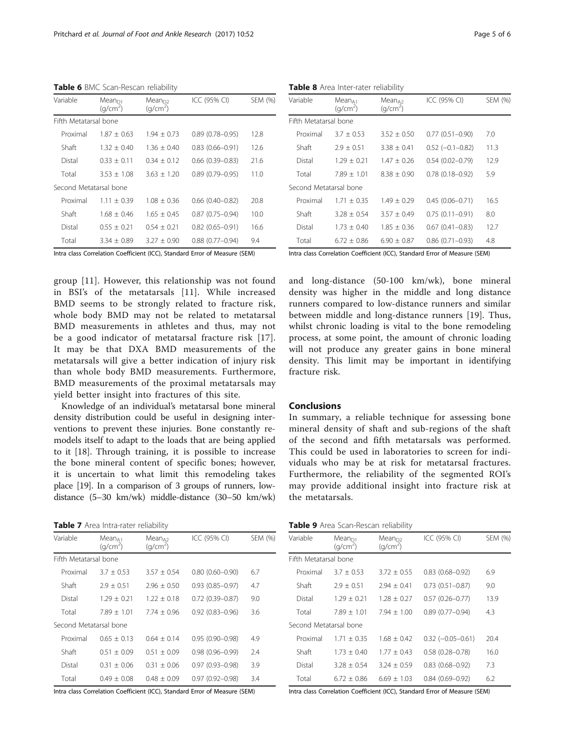**Table 6** BMC Scan-Rescan reliability

| Variable | $Mean_{D1}$ ($g/cm^2$) | $Mean_{D2}$ ($g/cm^2$) | ICC (95% CI) | SEM (%) |
|---|---|---|---|---|
| Fifth Metatarsal bone | | | | |
| Proximal | 1.87 ± 0.63 | 1.94 ± 0.73 | 0.89 (0.78–0.95) | 12.8 |
| Shaft | 1.32 ± 0.40 | 1.36 ± 0.40 | 0.83 (0.66–0.91) | 12.6 |
| Distal | 0.33 ± 0.11 | 0.34 ± 0.12 | 0.66 (0.39–0.83) | 21.6 |
| Total | 3.53 ± 1.08 | 3.63 ± 1.20 | 0.89 (0.79–0.95) | 11.0 |
| Second Metatarsal bone | | | | |
| Proximal | 1.11 ± 0.39 | 1.08 ± 0.36 | 0.66 (0.40–0.82) | 20.8 |
| Shaft | 1.68 ± 0.46 | 1.65 ± 0.45 | 0.87 (0.75–0.94) | 10.0 |
| Distal | 0.55 ± 0.21 | 0.54 ± 0.21 | 0.82 (0.65–0.91) | 16.6 |
| Total | 3.34 ± 0.89 | 3.27 ± 0.90 | 0.88 (0.77–0.94) | 9.4 |

Intra class Correlation Coefficient (ICC), Standard Error of Measure (SEM)

group [11]. However, this relationship was not found in BSI's of the metatarsals [11]. While increased BMD seems to be strongly related to fracture risk, whole body BMD may not be related to metatarsal BMD measurements in athletes and thus, may not be a good indicator of metatarsal fracture risk [17]. It may be that DXA BMD measurements of the metatarsals will give a better indication of injury risk than whole body BMD measurements. Furthermore, BMD measurements of the proximal metatarsals may yield better insight into fractures of this site.

Knowledge of an individual's metatarsal bone mineral density distribution could be useful in designing interventions to prevent these injuries. Bone constantly remodels itself to adapt to the loads that are being applied to it [18]. Through training, it is possible to increase the bone mineral content of specific bones; however, it is uncertain to what limit this remodeling takes place [19]. In a comparison of 3 groups of runners, low-distance (5–30 km/wk) middle-distance (30–50 km/wk) and long-distance (50-100 km/wk), bone mineral density was higher in the middle and long distance runners compared to low-distance runners and similar between middle and long-distance runners [19]. Thus, whilst chronic loading is vital to the bone remodeling process, at some point, the amount of chronic loading will not produce any greater gains in bone mineral density. This limit may be important in identifying fracture risk.

**Table 7** Area Intra-rater reliability

| Variable | $Mean_{A1}$ ($g/cm^2$) | $Mean_{A2}$ ($g/cm^2$) | ICC (95% CI) | SEM (%) |
|---|---|---|---|---|
| Fifth Metatarsal bone | | | | |
| Proximal | 3.7 ± 0.53 | 3.57 ± 0.54 | 0.80 (0.60–0.90) | 6.7 |
| Shaft | 2.9 ± 0.51 | 2.96 ± 0.50 | 0.93 (0.85–0.97) | 4.7 |
| Distal | 1.29 ± 0.21 | 1.22 ± 0.18 | 0.72 (0.39–0.87) | 9.0 |
| Total | 7.89 ± 1.01 | 7.74 ± 0.96 | 0.92 (0.83–0.96) | 3.6 |
| Second Metatarsal bone | | | | |
| Proximal | 0.65 ± 0.13 | 0.64 ± 0.14 | 0.95 (0.90–0.98) | 4.9 |
| Shaft | 0.51 ± 0.09 | 0.51 ± 0.09 | 0.98 (0.96–0.99) | 2.4 |
| Distal | 0.31 ± 0.06 | 0.31 ± 0.06 | 0.97 (0.93–0.98) | 3.9 |
| Total | 0.49 ± 0.08 | 0.48 ± 0.09 | 0.97 (0.92–0.98) | 3.4 |

Intra class Correlation Coefficient (ICC), Standard Error of Measure (SEM)

**Table 8** Area Inter-rater reliability

| Variable | $Mean_{A1}$ ($g/cm^2$) | $Mean_{A2}$ ($g/cm^2$) | ICC (95% CI) | SEM (%) |
|---|---|---|---|---|
| Fifth Metatarsal bone | | | | |
| Proximal | 3.7 ± 0.53 | 3.52 ± 0.50 | 0.77 (0.51–0.90) | 7.0 |
| Shaft | 2.9 ± 0.51 | 3.38 ± 0.41 | 0.52 (−0.1–0.82) | 11.3 |
| Distal | 1.29 ± 0.21 | 1.47 ± 0.26 | 0.54 (0.02–0.79) | 12.9 |
| Total | 7.89 ± 1.01 | 8.38 ± 0.90 | 0.78 (0.18–0.92) | 5.9 |
| Second Metatarsal bone | | | | |
| Proximal | 1.71 ± 0.35 | 1.49 ± 0.29 | 0.45 (0.06–0.71) | 16.5 |
| Shaft | 3.28 ± 0.54 | 3.57 ± 0.49 | 0.75 (0.11–0.91) | 8.0 |
| Distal | 1.73 ± 0.40 | 1.85 ± 0.36 | 0.67 (0.41–0.83) | 12.7 |
| Total | 6.72 ± 0.86 | 6.90 ± 0.87 | 0.86 (0.71–0.93) | 4.8 |

Intra class Correlation Coefficient (ICC), Standard Error of Measure (SEM)

## Conclusions

In summary, a reliable technique for assessing bone mineral density of shaft and sub-regions of the shaft of the second and fifth metatarsals was performed. This could be used in laboratories to screen for individuals who may be at risk for metatarsal fractures. Furthermore, the reliability of the segmented ROI's may provide additional insight into fracture risk at the metatarsals.

**Table 9** Area Scan-Rescan reliability

| Variable | $Mean_{D1}$ ($g/cm^2$) | $Mean_{D2}$ ($g/cm^2$) | ICC (95% CI) | SEM (%) |
|---|---|---|---|---|
| Fifth Metatarsal bone | | | | |
| Proximal | 3.7 ± 0.53 | 3.72 ± 0.55 | 0.83 (0.68–0.92) | 6.9 |
| Shaft | 2.9 ± 0.51 | 2.94 ± 0.41 | 0.73 (0.51–0.87) | 9.0 |
| Distal | 1.29 ± 0.21 | 1.28 ± 0.27 | 0.57 (0.26–0.77) | 13.9 |
| Total | 7.89 ± 1.01 | 7.94 ± 1.00 | 0.89 (0.77–0.94) | 4.3 |
| Second Metatarsal bone | | | | |
| Proximal | 1.71 ± 0.35 | 1.68 ± 0.42 | 0.32 (−0.05–0.61) | 20.4 |
| Shaft | 1.73 ± 0.40 | 1.77 ± 0.43 | 0.58 (0.28–0.78) | 16.0 |
| Distal | 3.28 ± 0.54 | 3.24 ± 0.59 | 0.83 (0.68–0.92) | 7.3 |
| Total | 6.72 ± 0.86 | 6.69 ± 1.03 | 0.84 (0.69–0.92) | 6.2 |

Intra class Correlation Coefficient (ICC), Standard Error of Measure (SEM)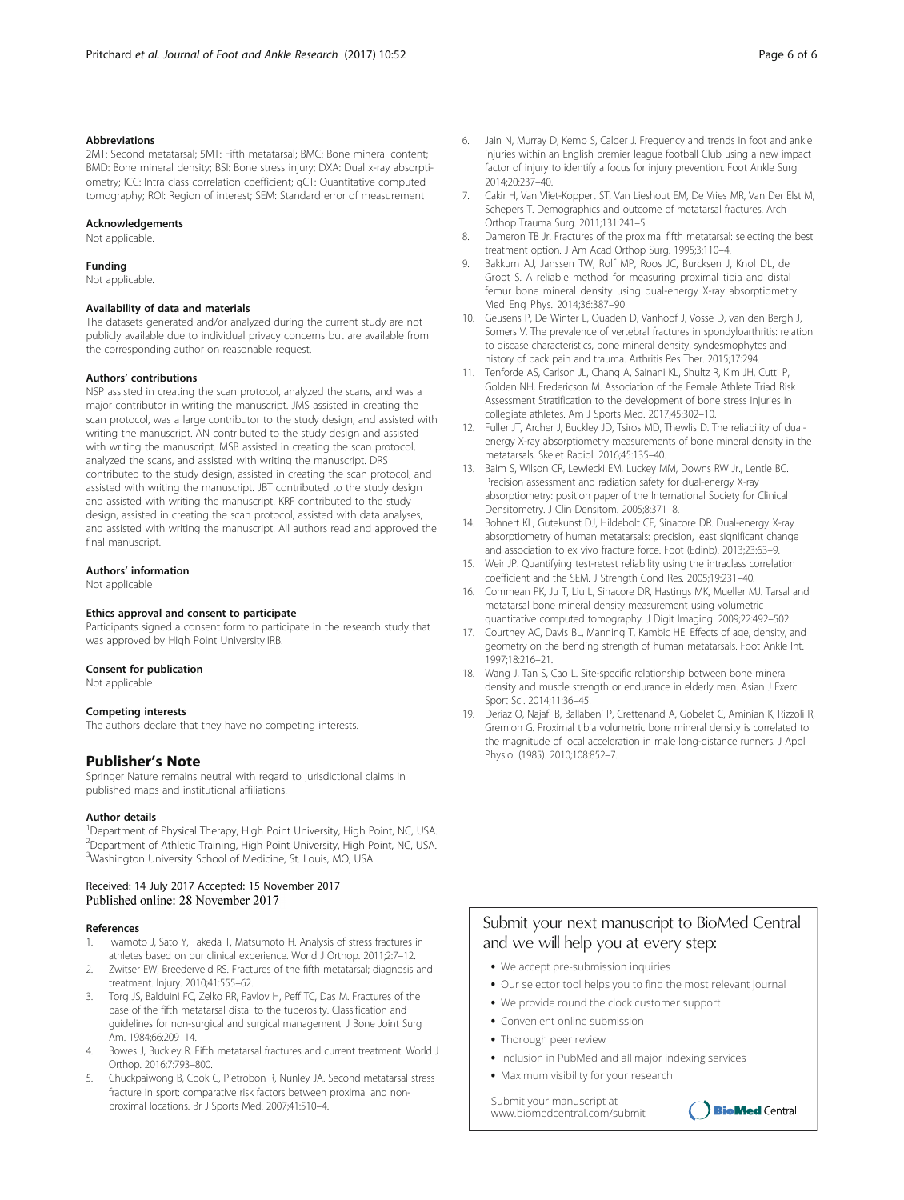#### Abbreviations

2MT: Second metatarsal; 5MT: Fifth metatarsal; BMC: Bone mineral content; BMD: Bone mineral density; BSI: Bone stress injury; DXA: Dual x-ray absorptiometry; ICC: Intra class correlation coefficient; qCT: Quantitative computed tomography; ROI: Region of interest; SEM: Standard error of measurement

#### Acknowledgements

Not applicable.

#### Funding

Not applicable.

#### Availability of data and materials

The datasets generated and/or analyzed during the current study are not publicly available due to individual privacy concerns but are available from the corresponding author on reasonable request.

#### Authors' contributions

NSP assisted in creating the scan protocol, analyzed the scans, and was a major contributor in writing the manuscript. JMS assisted in creating the scan protocol, was a large contributor to the study design, and assisted with writing the manuscript. AN contributed to the study design and assisted with writing the manuscript. MSB assisted in creating the scan protocol, analyzed the scans, and assisted with writing the manuscript. DRS contributed to the study design, assisted in creating the scan protocol, and assisted with writing the manuscript. JBT contributed to the study design and assisted with writing the manuscript. KRF contributed to the study design, assisted in creating the scan protocol, assisted with data analyses, and assisted with writing the manuscript. All authors read and approved the final manuscript.

#### Authors' information

Not applicable

#### Ethics approval and consent to participate

Participants signed a consent form to participate in the research study that was approved by High Point University IRB.

#### Consent for publication

Not applicable

#### Competing interests

The authors declare that they have no competing interests.

## Publisher's Note

Springer Nature remains neutral with regard to jurisdictional claims in published maps and institutional affiliations.

#### Author details

[1]Department of Physical Therapy, High Point University, High Point, NC, USA. [2]Department of Athletic Training, High Point University, High Point, NC, USA. [3]Washington University School of Medicine, St. Louis, MO, USA.

Received: 14 July 2017 Accepted: 15 November 2017
Published online: 28 November 2017

#### References

1. Iwamoto J, Sato Y, Takeda T, Matsumoto H. Analysis of stress fractures in athletes based on our clinical experience. World J Orthop. 2011;2:7–12.
2. Zwitser EW, Breederveld RS. Fractures of the fifth metatarsal; diagnosis and treatment. Injury. 2010;41:555–62.
3. Torg JS, Balduini FC, Zelko RR, Pavlov H, Peff TC, Das M. Fractures of the base of the fifth metatarsal distal to the tuberosity. Classification and guidelines for non-surgical and surgical management. J Bone Joint Surg Am. 1984;66:209–14.
4. Bowes J, Buckley R. Fifth metatarsal fractures and current treatment. World J Orthop. 2016;7:793–800.
5. Chuckpaiwong B, Cook C, Pietrobon R, Nunley JA. Second metatarsal stress fracture in sport: comparative risk factors between proximal and non-proximal locations. Br J Sports Med. 2007;41:510–4.
6. Jain N, Murray D, Kemp S, Calder J. Frequency and trends in foot and ankle injuries within an English premier league football Club using a new impact factor of injury to identify a focus for injury prevention. Foot Ankle Surg. 2014;20:237–40.
7. Cakir H, Van Vliet-Koppert ST, Van Lieshout EM, De Vries MR, Van Der Elst M, Schepers T. Demographics and outcome of metatarsal fractures. Arch Orthop Trauma Surg. 2011;131:241–5.
8. Dameron TB Jr. Fractures of the proximal fifth metatarsal: selecting the best treatment option. J Am Acad Orthop Surg. 1995;3:110–4.
9. Bakkum AJ, Janssen TW, Rolf MP, Roos JC, Burcksen J, Knol DL, de Groot S. A reliable method for measuring proximal tibia and distal femur bone mineral density using dual-energy X-ray absorptiometry. Med Eng Phys. 2014;36:387–90.
10. Geusens P, De Winter L, Quaden D, Vanhoof J, Vosse D, van den Bergh J, Somers V. The prevalence of vertebral fractures in spondyloarthritis: relation to disease characteristics, bone mineral density, syndesmophytes and history of back pain and trauma. Arthritis Res Ther. 2015;17:294.
11. Tenforde AS, Carlson JL, Chang A, Sainani KL, Shultz R, Kim JH, Cutti P, Golden NH, Fredericson M. Association of the Female Athlete Triad Risk Assessment Stratification to the development of bone stress injuries in collegiate athletes. Am J Sports Med. 2017;45:302–10.
12. Fuller JT, Archer J, Buckley JD, Tsiros MD, Thewlis D. The reliability of dual-energy X-ray absorptiometry measurements of bone mineral density in the metatarsals. Skelet Radiol. 2016;45:135–40.
13. Baim S, Wilson CR, Lewiecki EM, Luckey MM, Downs RW Jr., Lentle BC. Precision assessment and radiation safety for dual-energy X-ray absorptiometry: position paper of the International Society for Clinical Densitometry. J Clin Densitom. 2005;8:371–8.
14. Bohnert KL, Gutekunst DJ, Hildebolt CF, Sinacore DR. Dual-energy X-ray absorptiometry of human metatarsals: precision, least significant change and association to ex vivo fracture force. Foot (Edinb). 2013;23:63–9.
15. Weir JP. Quantifying test-retest reliability using the intraclass correlation coefficient and the SEM. J Strength Cond Res. 2005;19:231–40.
16. Commean PK, Ju T, Liu L, Sinacore DR, Hastings MK, Mueller MJ. Tarsal and metatarsal bone mineral density measurement using volumetric quantitative computed tomography. J Digit Imaging. 2009;22:492–502.
17. Courtney AC, Davis BL, Manning T, Kambic HE. Effects of age, density, and geometry on the bending strength of human metatarsals. Foot Ankle Int. 1997;18:216–21.
18. Wang J, Tan S, Cao L. Site-specific relationship between bone mineral density and muscle strength or endurance in elderly men. Asian J Exerc Sport Sci. 2014;11:36–45.
19. Deriaz O, Najafi B, Ballabeni P, Crettenand A, Gobelet C, Aminian K, Rizzoli R, Gremion G. Proximal tibia volumetric bone mineral density is correlated to the magnitude of local acceleration in male long-distance runners. J Appl Physiol (1985). 2010;108:852–7.

Submit your next manuscript to BioMed Central and we will help you at every step:

- We accept pre-submission inquiries
- Our selector tool helps you to find the most relevant journal
- We provide round the clock customer support
- Convenient online submission
- Thorough peer review
- Inclusion in PubMed and all major indexing services
- Maximum visibility for your research

Submit your manuscript at
www.biomedcentral.com/submit

BioMed Central